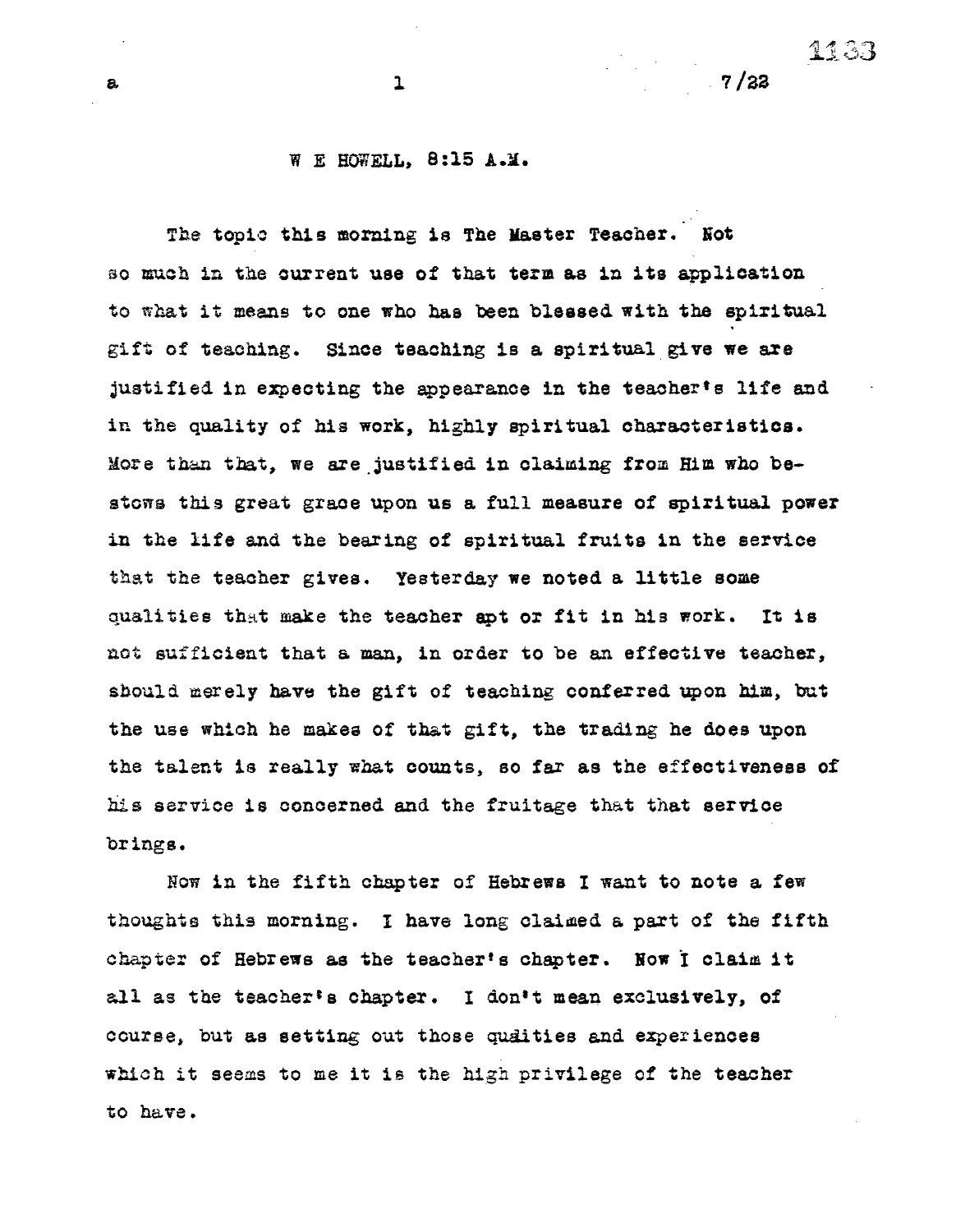W E HOWELL, 8:15 A.M.

The topic this morning is The Master Teacher. Not so much in the current use of that term as in its application to what it means to one who has been blessed with the spiritual gift of teaching. Since teaching is a spiritual give we are justified in expecting the appearance in the teacher's life and in the quality of his work, highly spiritual characteristics. More than that, we are justified in claiming from Him who bestows this great grace upon us a full measure of spiritual power in the life and the bearing of spiritual fruits in the service that the teacher gives. Yesterday we noted a little some qualities that make the teacher apt or fit in his work. It is not sufficient that a man, in order to be an effective teacher, should merely have the gift of teaching conferred upon him, but the use which he makes of that gift, the trading he does upon the talent is really what counts, so far as the effectiveness of his service is concerned and the fruitage that that service brings.

Now in the fifth chapter of Hebrews I want to note a few thoughts this morning. I have long claimed a part of the fifth chapter of Hebrews as the teacher's chapter. Now I claim it all as the teacher's chapter. I don't mean exclusively, of course, but as setting out those qualities and experiences which it seems to me it is the high privilege of the teacher to have.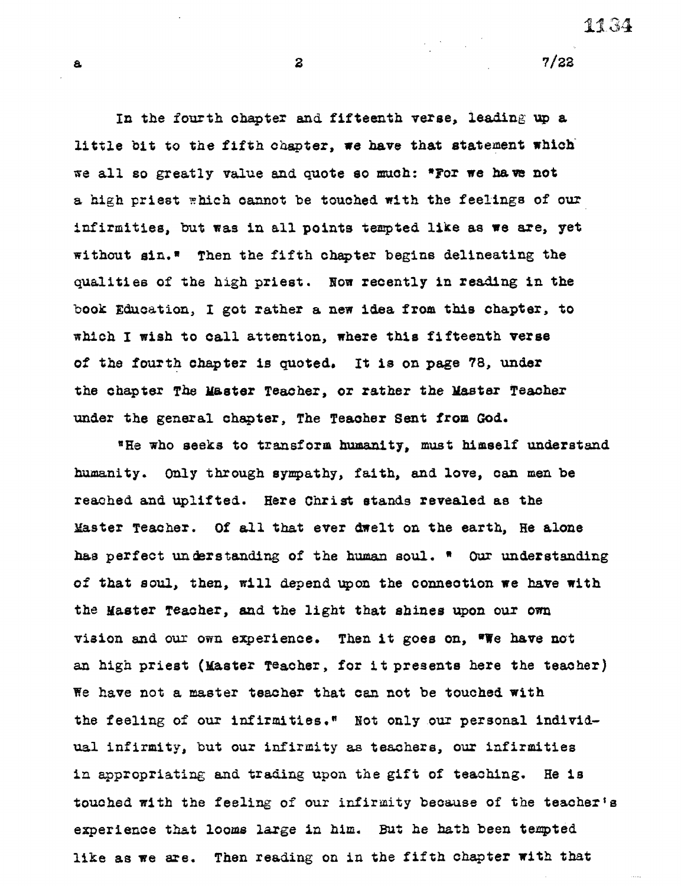In the fourth chapter and fifteenth verse, leading up a little bit to the fifth chapter, we have that statement which we all so greatly value and quote so much: "For we have not a high priest which cannot be touched with the feelings of our infirmities, but was in all points tempted like as we are, yet without sin." Then the fifth chapter begins delineating the qualities of the high priest. Now recently in reading in the book Education, I got rather a new idea from this chapter, to which I wish to call attention, where this fifteenth verse of the fourth chapter is quoted. It is on page 78, under the chapter The Master Teacher, or rather the Master Teacher under the general chapter, The Teacher Sent from God.

"He who seeks to transform humanity, must himself understand humanity. Only through sympathy, faith, and love, can men be reached and uplifted. Here Christ stands revealed as the Master Teacher. Of all that ever dwelt on the earth, He alone has perfect understanding of the human soul. " Our understanding of that soul, then, will depend upon the connection we have with the Master Teacher, and the light that shines upon our own vision and our own experience. Then it goes on, "We have not an high priest (Master Teacher, for it presents here the teacher) We have not a master teacher that can not be touched with the feeling of our infirmities." Not only our personal individual infirmity, but our infirmity as teachers, our infirmities in appropriating and trading upon the gift of teaching. He is touched with the feeling of our infirmity because of the teacher's experience that looms large in him. But he hath been tempted like as we are. Then reading on in the fifth chapter with that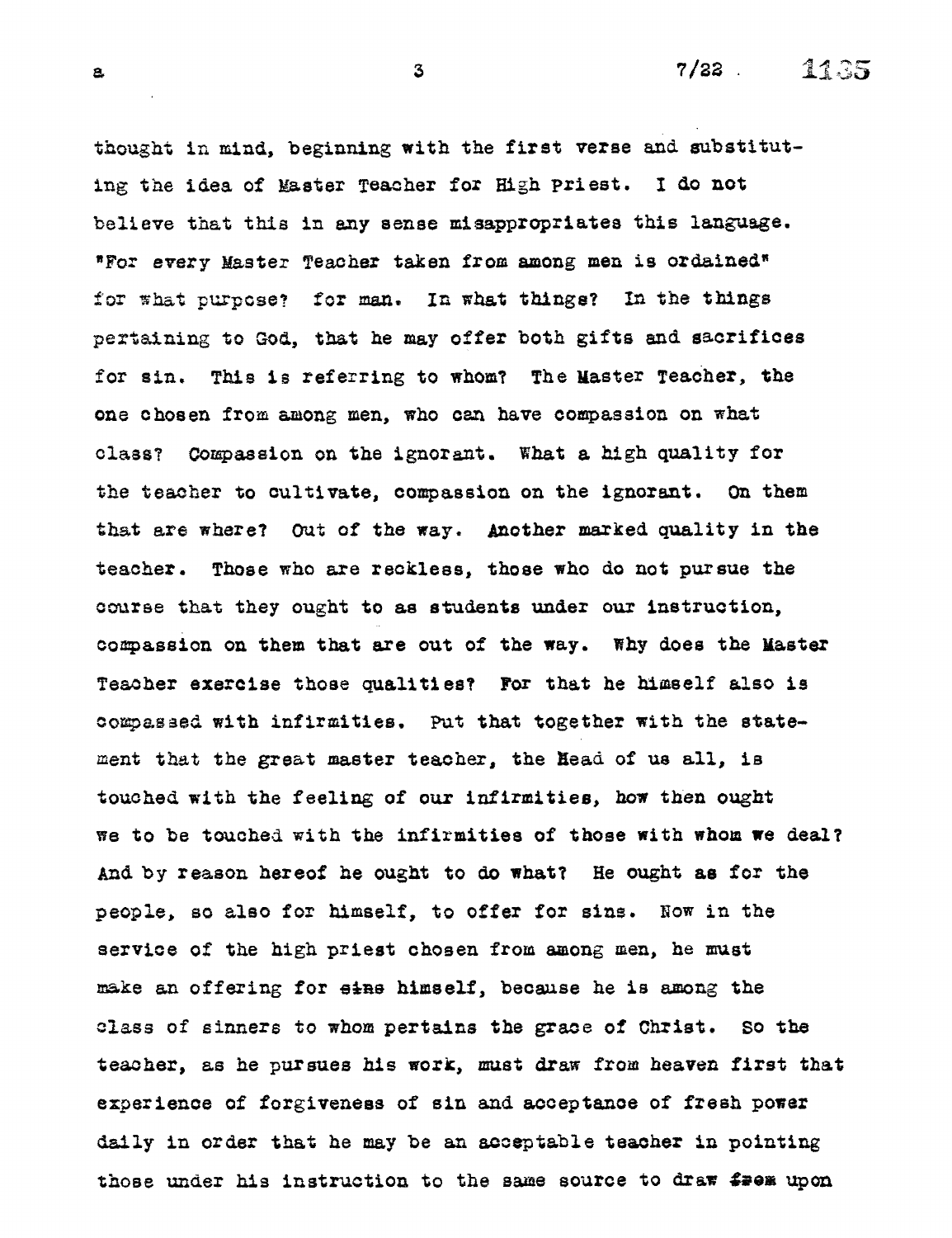thought in mind, beginning with the first verse and substituting the idea of Master Teacher for High Priest. I do not believe that this in any sense misappropriates this language. "For every Master Teacher taken from among men is ordained" for what purpose? for man. In what things? In the things pertaining to God, that he may offer both gifts and sacrifices for sin. This is referring to whom? The Master Teacher, the one chosen from among men, who can have compassion on what class? Compassion on the ignorant. What a high quality for the teacher to cultivate, compassion on the ignorant. On them that are where? Out of the way. Another marked quality in the teacher. Those who are reckless, those who do not pursue the course that they ought to as students under our instruction, compassion on them that are out of the way. Why does the Master Teacher exercise those qualities? For that he himself also is compassed with infirmities. Put that together with the statement that the great master teacher, the Head of us all, is touched with the feeling of our infirmities, how then ought we to be touched with the infirmities of those with whom we deal? And by reason hereof he ought to do what? He ought as for the people, so also for himself, to offer for sins. Now in the service of the high priest chosen from among men, he must make an offering for ~~sins~~ himself, because he is among the class of sinners to whom pertains the grace of Christ. So the teacher, as he pursues his work, must draw from heaven first that experience of forgiveness of sin and acceptance of fresh power daily in order that he may be an acceptable teacher in pointing those under his instruction to the same source to draw ~~from~~ upon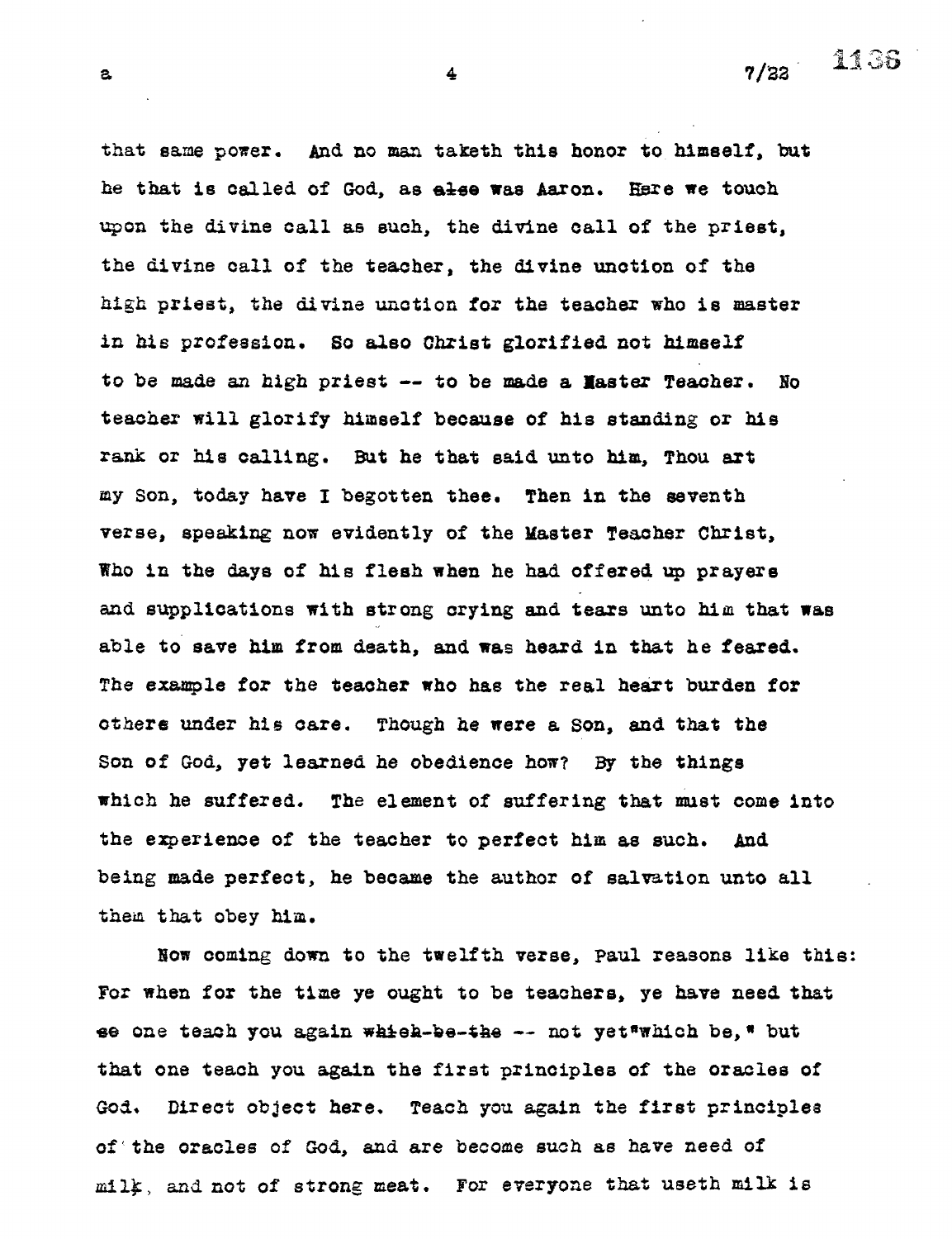that same power. And no man taketh this honor to himself, but he that is called of God, as ~~also~~ was Aaron. Here we touch upon the divine call as such, the divine call of the priest, the divine call of the teacher, the divine unction of the high priest, the divine unction for the teacher who is master in his profession. So also Christ glorified not himself to be made an high priest -- to be made a Master Teacher. No teacher will glorify himself because of his standing or his rank or his calling. But he that said unto him, Thou art my Son, today have I begotten thee. Then in the seventh verse, speaking now evidently of the Master Teacher Christ, Who in the days of his flesh when he had offered up prayers and supplications with strong crying and tears unto him that was able to save him from death, and was heard in that he feared. The example for the teacher who has the real heart burden for others under his care. Though he were a Son, and that the Son of God, yet learned he obedience how? By the things which he suffered. The element of suffering that must come into the experience of the teacher to perfect him as such. And being made perfect, he became the author of salvation unto all them that obey him.

Now coming down to the twelfth verse, Paul reasons like this: For when for the time ye ought to be teachers, ye have need that ~~se~~ one teach you again ~~which-be-the~~ -- not yet "which be," but that one teach you again the first principles of the oracles of God. Direct object here. Teach you again the first principles of the oracles of God, and are become such as have need of milk, and not of strong meat. For everyone that useth milk is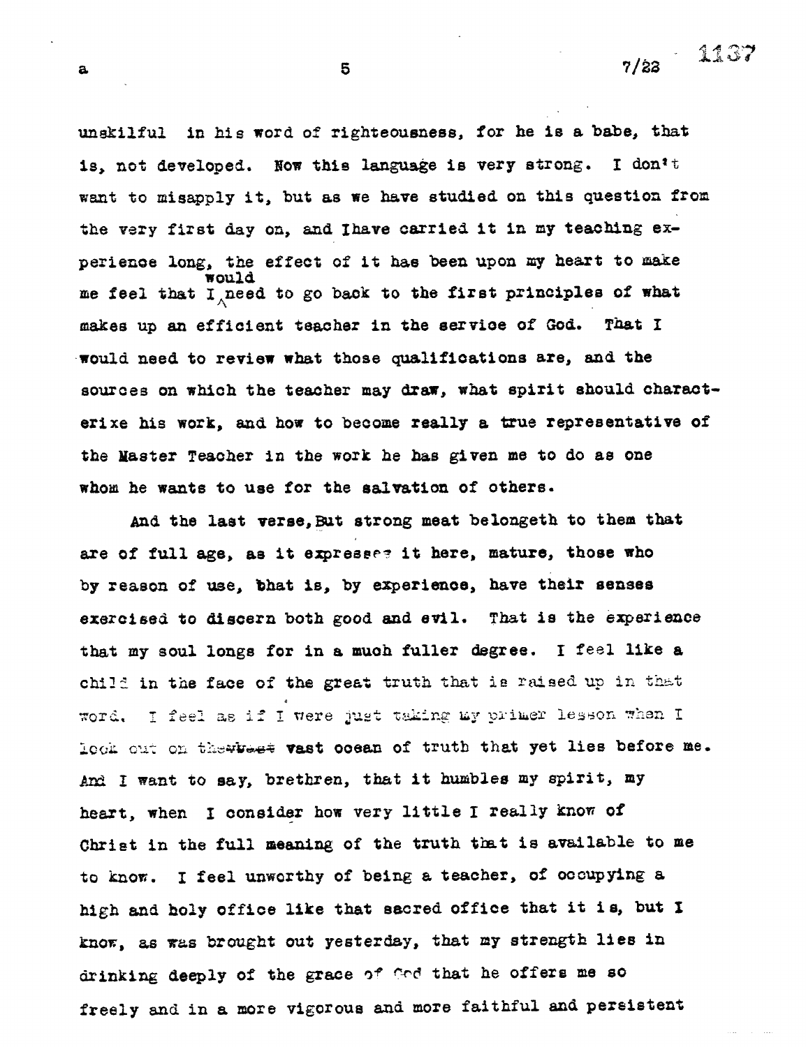unskilful in his word of righteousness, for he is a babe, that is, not developed. Now this language is very strong. I don't want to misapply it, but as we have studied on this question from the very first day on, and Ihave carried it in my teaching experience long, the effect of it has been upon my heart to make me feel that I would need to go back to the first principles of what makes up an efficient teacher in the service of God. That I would need to review what those qualifications are, and the sources on which the teacher may draw, what spirit should characterixe his work, and how to become really a true representative of the Master Teacher in the work he has given me to do as one whom he wants to use for the salvation of others.

And the last verse, But strong meat belongeth to them that are of full age, as it expresses it here, mature, those who by reason of use, that is, by experience, have their senses exercised to discern both good and evil. That is the experience that my soul longs for in a much fuller degree. I feel like a child in the face of the great truth that is raised up in that word. I feel as if I were just taking my primer lesson when I look out on the vast ocean of truth that yet lies before me. And I want to say, brethren, that it humbles my spirit, my heart, when I consider how very little I really know of Christ in the full meaning of the truth that is available to me to know. I feel unworthy of being a teacher, of occupying a high and holy office like that sacred office that it is, but I know, as was brought out yesterday, that my strength lies in drinking deeply of the grace of God that he offers me so freely and in a more vigorous and more faithful and persistent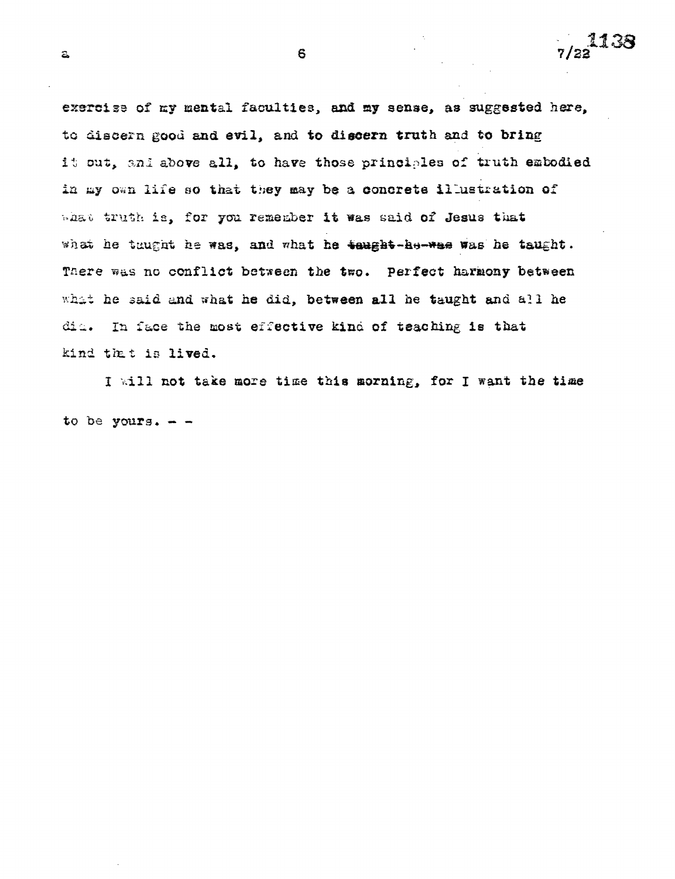exercise of my mental faculties, and my sense, as suggested here, to discern good and evil, and to discern truth and to bring it out, and above all, to have those principles of truth embodied in my own life so that they may be a concrete illustration of what truth is, for you remember it was said of Jesus that what he taught he was, and what he ~~taught-he-was~~ was he taught. There was no conflict between the two. Perfect harmony between what he said and what he did, between all he taught and all he did. In face the most effective kind of teaching is that kind that is lived.

I will not take more time this morning, for I want the time to be yours. - -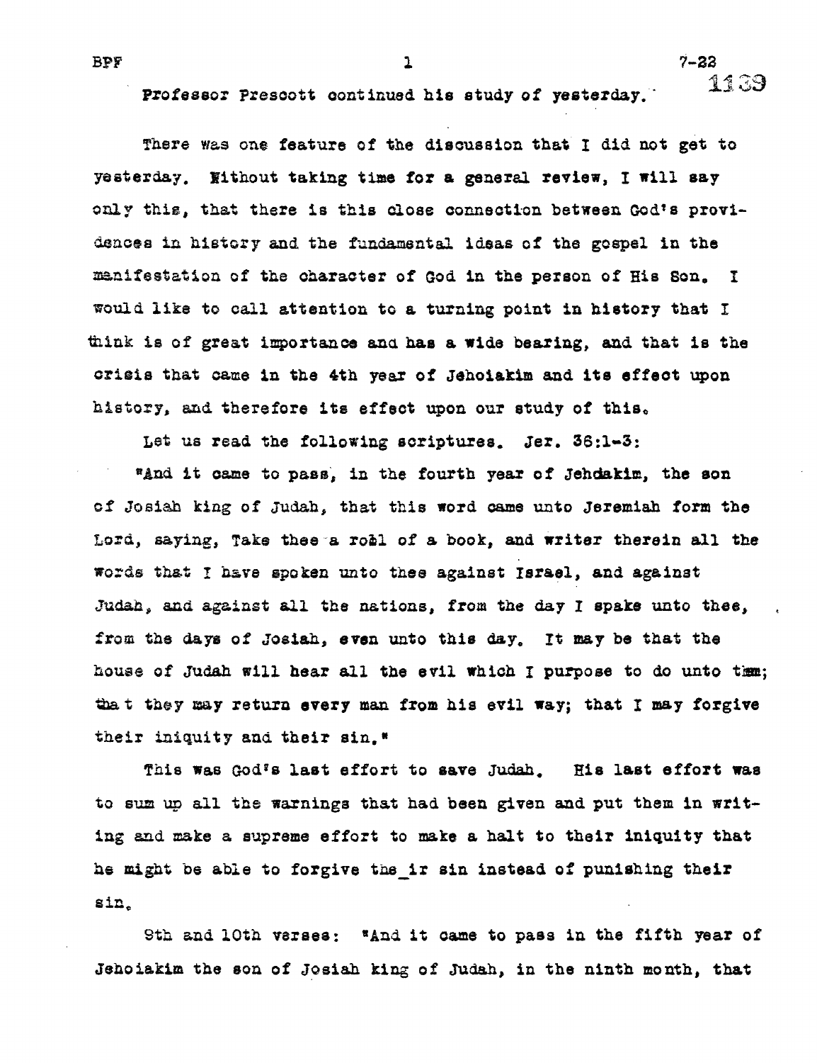Professor Prescott continued his study of yesterday.

There was one feature of the discussion that I did not get to yesterday. Without taking time for a general review, I will say only this, that there is this close connection between God's providences in history and the fundamental ideas of the gospel in the manifestation of the character of God in the person of His Son. I would like to call attention to a turning point in history that I think is of great importance and has a wide bearing, and that is the crisis that came in the 4th year of Jehoiakim and its effect upon history, and therefore its effect upon our study of this.

Let us read the following scriptures. Jer. 36:1-3:

"And it came to pass, in the fourth year of Jehoiakim, the son of Josiah king of Judah, that this word came unto Jeremiah form the Lord, saying, Take thee a roll of a book, and writer therein all the words that I have spoken unto thee against Israel, and against Judah, and against all the nations, from the day I spake unto thee, from the days of Josiah, even unto this day. It may be that the house of Judah will hear all the evil which I purpose to do unto them; that they may return every man from his evil way; that I may forgive their iniquity and their sin."

This was God's last effort to save Judah. His last effort was to sum up all the warnings that had been given and put them in writing and make a supreme effort to make a halt to their iniquity that he might be able to forgive their sin instead of punishing their sin.

9th and 10th verses: "And it came to pass in the fifth year of Jehoiakim the son of Josiah king of Judah, in the ninth month, that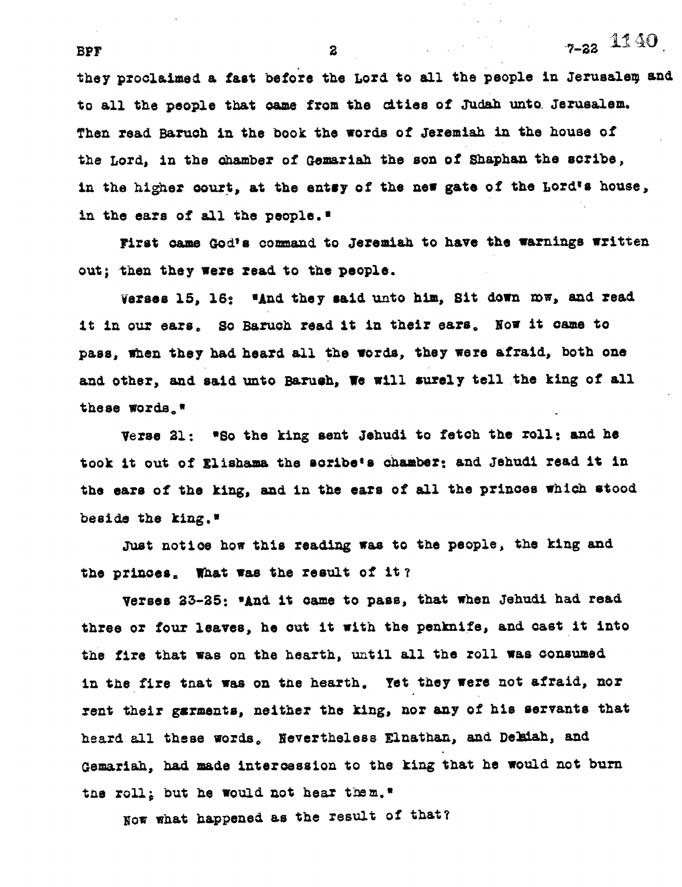they proclaimed a fast before the Lord to all the people in Jerusalem and to all the people that came from the cities of Judah unto Jerusalem. Then read Baruch in the book the words of Jeremiah in the house of the Lord, in the chamber of Gemariah the son of Shaphan the scribe, in the higher court, at the entsy of the new gate of the Lord's house, in the ears of all the people."

First came God's command to Jeremiah to have the warnings written out; then they were read to the people.

Verses 15, 16: "And they said unto him, Sit down now, and read it in our ears. So Baruch read it in their ears. Now it came to pass, when they had heard all the words, they were afraid, both one and other, and said unto Barush, We will surely tell the king of all these words."

Verse 21: "So the king sent Jehudi to fetch the roll: and he took it out of Elishama the scribe's chamber: and Jehudi read it in the ears of the king, and in the ears of all the princes which stood beside the king."

Just notice how this reading was to the people, the king and the princes. What was the result of it?

Verses 23-25: "And it came to pass, that when Jehudi had read three or four leaves, he cut it with the penknife, and cast it into the fire that was on the hearth, until all the roll was consumed in the fire tnat was on the hearth. Yet they were not afraid, nor rent their garments, neither the king, nor any of his servants that heard all these words. Nevertheless Elnathan, and Delaiah, and Gemariah, had made intercession to the king that he would not burn the roll; but he would not hear them."

Now what happened as the result of that?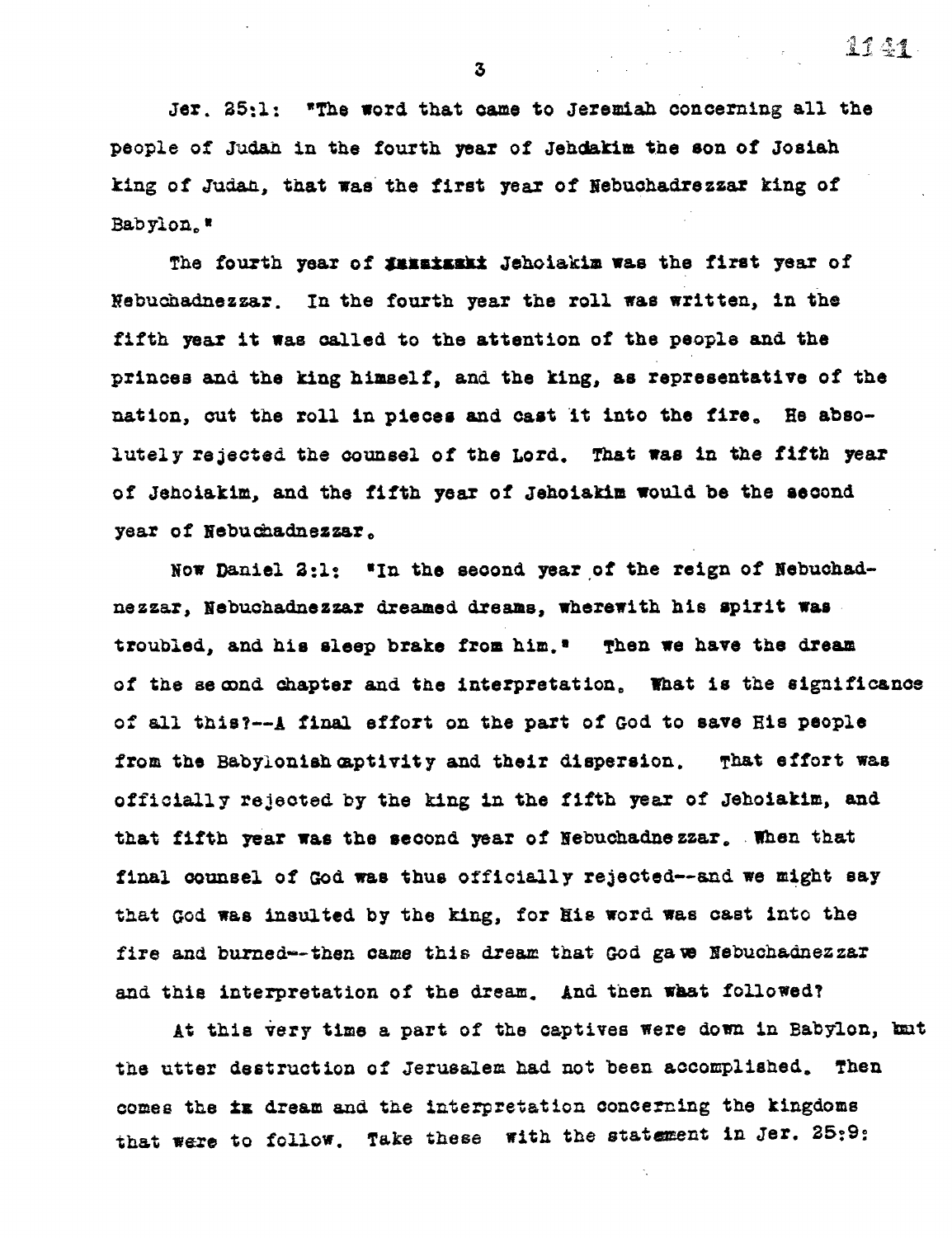Jer. 25:1: "The word that came to Jeremiah concerning all the people of Judah in the fourth year of Jehoiakim the son of Josiah king of Judah, that was the first year of Nebuchadrezzar king of Babylon."

The fourth year of Jehoiakim was the first year of Nebuchadnezzar. In the fourth year the roll was written, in the fifth year it was called to the attention of the people and the princes and the king himself, and the king, as representative of the nation, cut the roll in pieces and cast it into the fire. He absolutely rejected the counsel of the Lord. That was in the fifth year of Jehoiakim, and the fifth year of Jehoiakim would be the second year of Nebuchadnezzar.

Now Daniel 2:1: "In the second year of the reign of Nebuchadnezzar, Nebuchadnezzar dreamed dreams, wherewith his spirit was troubled, and his sleep brake from him." Then we have the dream of the second chapter and the interpretation. What is the significance of all this?--A final effort on the part of God to save His people from the Babylonish captivity and their dispersion. That effort was officially rejected by the king in the fifth year of Jehoiakim, and that fifth year was the second year of Nebuchadnezzar. When that final counsel of God was thus officially rejected--and we might say that God was insulted by the king, for His word was cast into the fire and burned--then came this dream that God gave Nebuchadnezzar and this interpretation of the dream. And then what followed?

At this very time a part of the captives were down in Babylon, but the utter destruction of Jerusalem had not been accomplished. Then comes the dream and the interpretation concerning the kingdoms that were to follow. Take these with the statement in Jer. 25:9: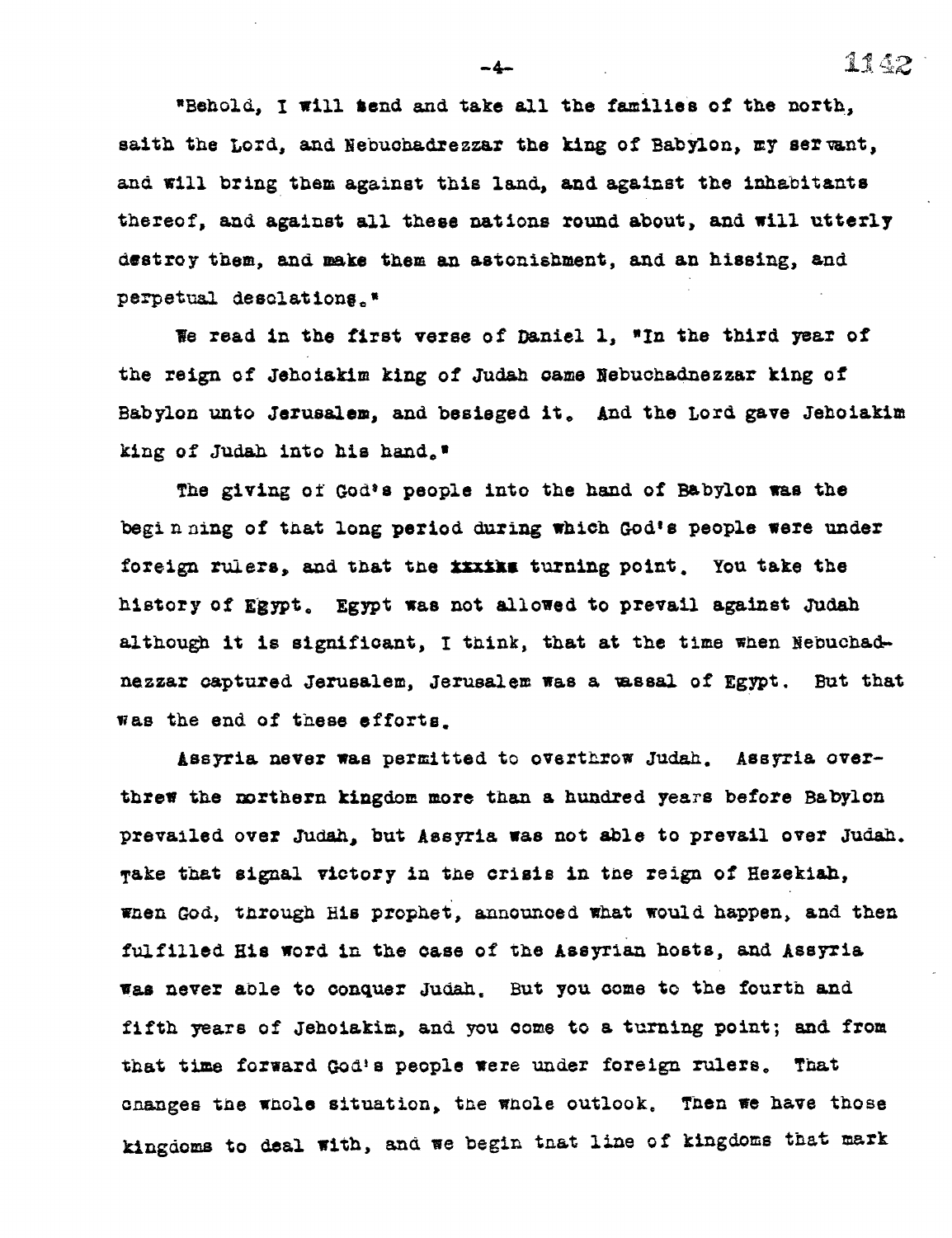"Behold, I will send and take all the families of the north, saith the Lord, and Nebuchadrezzar the king of Babylon, my servant, and will bring them against this land, and against the inhabitants thereof, and against all these nations round about, and will utterly destroy them, and make them an astonishment, and an hissing, and perpetual desolations."

We read in the first verse of Daniel 1, "In the third year of the reign of Jehoiakim king of Judah came Nebuchadnezzar king of Babylon unto Jerusalem, and besieged it. And the Lord gave Jehoiakim king of Judah into his hand."

The giving of God's people into the hand of Babylon was the begi n ning of that long period during which God's people were under foreign rulers, and that the xxxixx turning point. You take the history of Egypt. Egypt was not allowed to prevail against Judah although it is significant, I think, that at the time when Nebuchadnezzar captured Jerusalem, Jerusalem was a vassal of Egypt. But that was the end of these efforts.

Assyria never was permitted to overthrow Judah. Assyria overthrew the northern kingdom more than a hundred years before Babylon prevailed over Judah, but Assyria was not able to prevail over Judah. Take that signal victory in the crisis in the reign of Hezekiah, when God, through His prophet, announced what would happen, and then fulfilled His word in the case of the Assyrian hosts, and Assyria was never able to conquer Judah. But you come to the fourth and fifth years of Jehoiakim, and you come to a turning point; and from that time forward God's people were under foreign rulers. That changes the whole situation, the whole outlook. Then we have those kingdoms to deal with, and we begin that line of kingdoms that mark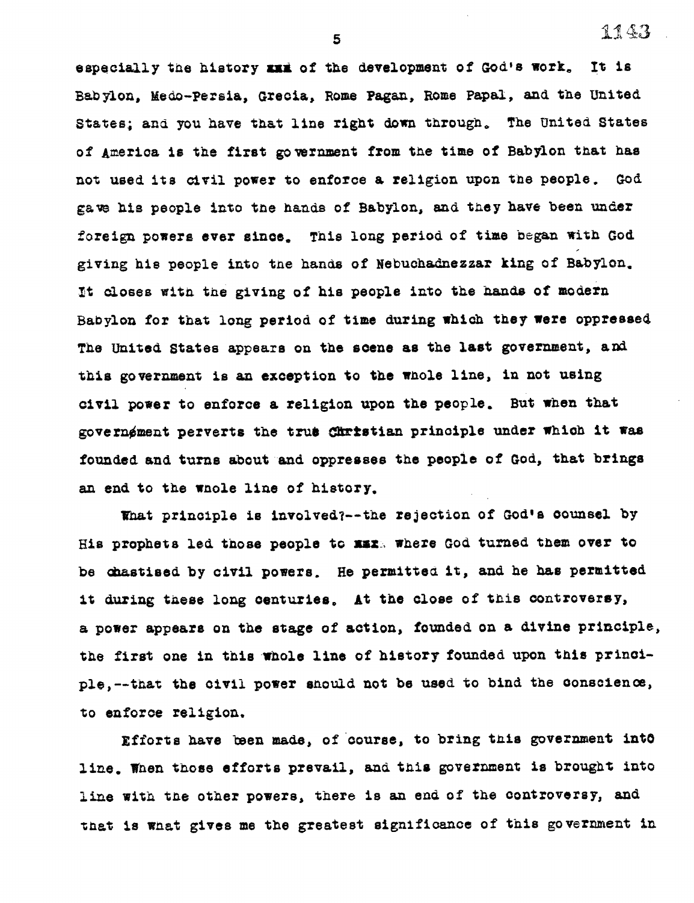especially the history xxx of the development of God's work. It is Babylon, Medo-Persia, Grecia, Rome Pagan, Rome Papal, and the United States; and you have that line right down through. The United States of America is the first government from the time of Babylon that has not used its civil power to enforce a religion upon the people. God gave his people into the hands of Babylon, and they have been under foreign powers ever since. This long period of time began with God giving his people into the hands of Nebuchadnezzar king of Babylon. It closes with the giving of his people into the hands of modern Babylon for that long period of time during which they were oppressed The United States appears on the scene as the last government, and this government is an exception to the whole line, in not using civil power to enforce a religion upon the people. But when that government perverts the true Christian principle under which it was founded and turns about and oppresses the people of God, that brings an end to the whole line of history.

What principle is involved?--the rejection of God's counsel by His prophets led those people to xxx where God turned them over to be chastised by civil powers. He permitted it, and he has permitted it during these long centuries. At the close of this controversy, a power appears on the stage of action, founded on a divine principle, the first one in this whole line of history founded upon this principle,--that the civil power should not be used to bind the conscience, to enforce religion.

Efforts have been made, of course, to bring this government into line. When those efforts prevail, and this government is brought into line with the other powers, there is an end of the controversy, and that is what gives me the greatest significance of this government in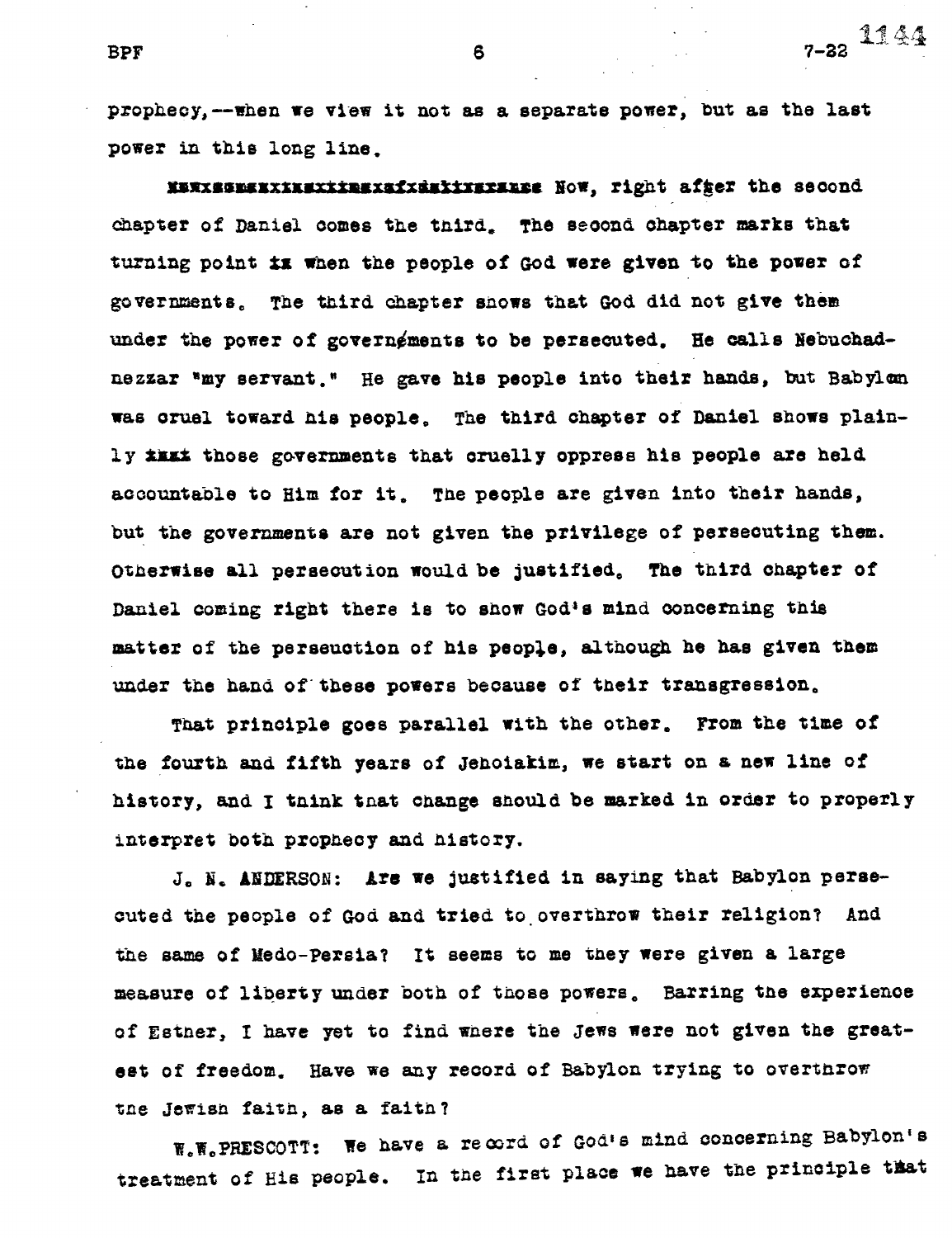prophecy,--when we view it not as a separate power, but as the last power in this long line.

Now, right after the second chapter of Daniel comes the third. The second chapter marks that turning point when the people of God were given to the power of governments. The third chapter shows that God did not give them under the power of governments to be persecuted. He calls Nebuchadnezzar "my servant." He gave his people into their hands, but Babylon was cruel toward his people. The third chapter of Daniel shows plainly those governments that cruelly oppress his people are held accountable to Him for it. The people are given into their hands, but the governments are not given the privilege of persecuting them. Otherwise all persecution would be justified. The third chapter of Daniel coming right there is to show God's mind concerning this matter of the persecution of his people, although he has given them under the hand of these powers because of their transgression.

That principle goes parallel with the other. From the time of the fourth and fifth years of Jehoiakim, we start on a new line of history, and I think that change should be marked in order to properly interpret both prophecy and history.

J. N. ANDERSON: Are we justified in saying that Babylon persecuted the people of God and tried to overthrow their religion? And the same of Medo-Persia? It seems to me they were given a large measure of liberty under both of those powers. Barring the experience of Esther, I have yet to find where the Jews were not given the greatest of freedom. Have we any record of Babylon trying to overthrow the Jewish faith, as a faith?

W.W.PRESCOTT: We have a record of God's mind concerning Babylon's treatment of His people. In the first place we have the principle that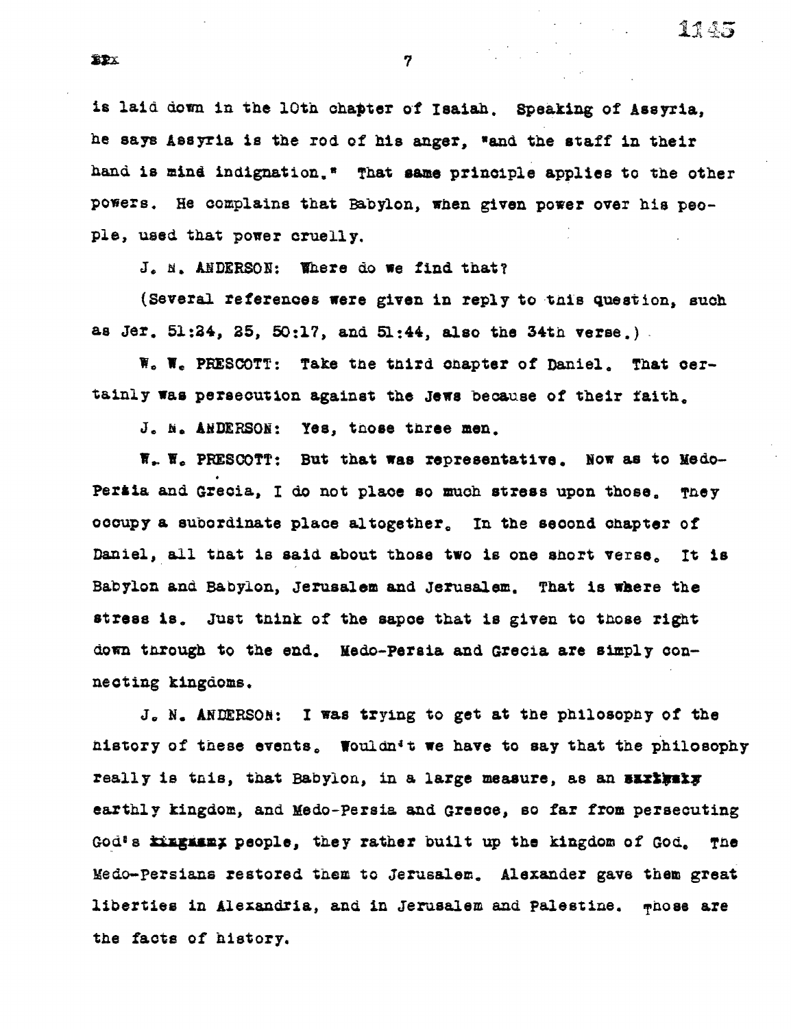is laid down in the 10th chapter of Isaiah. Speaking of Assyria, he says Assyria is the rod of his anger, "and the staff in their hand is mind indignation." That same principle applies to the other powers. He complains that Babylon, when given power over his people, used that power cruelly.

J. N. ANDERSON: Where do we find that?

(Several references were given in reply to this question, such as Jer. 51:24, 25, 50:17, and 51:44, also the 34th verse.)

W. W. PRESCOTT: Take the third chapter of Daniel. That certainly was persecution against the Jews because of their faith.

J. N. ANDERSON: Yes, those three men.

W. W. PRESCOTT: But that was representative. Now as to Medo-Persia and Grecia, I do not place so much stress upon those. They occupy a subordinate place altogether. In the second chapter of Daniel, all that is said about those two is one short verse. It is Babylon and Babylon, Jerusalem and Jerusalem. That is where the stress is. Just think of the sapce that is given to those right down through to the end. Medo-Persia and Grecia are simply connecting kingdoms.

J. N. ANDERSON: I was trying to get at the philosophy of the history of these events. Wouldn't we have to say that the philosophy really is this, that Babylon, in a large measure, as an ~~earthly~~ earthly kingdom, and Medo-Persia and Greece, so far from persecuting God's ~~kingdom~~ people, they rather built up the kingdom of God. The Medo-Persians restored them to Jerusalem. Alexander gave them great liberties in Alexandria, and in Jerusalem and Palestine. Those are the facts of history.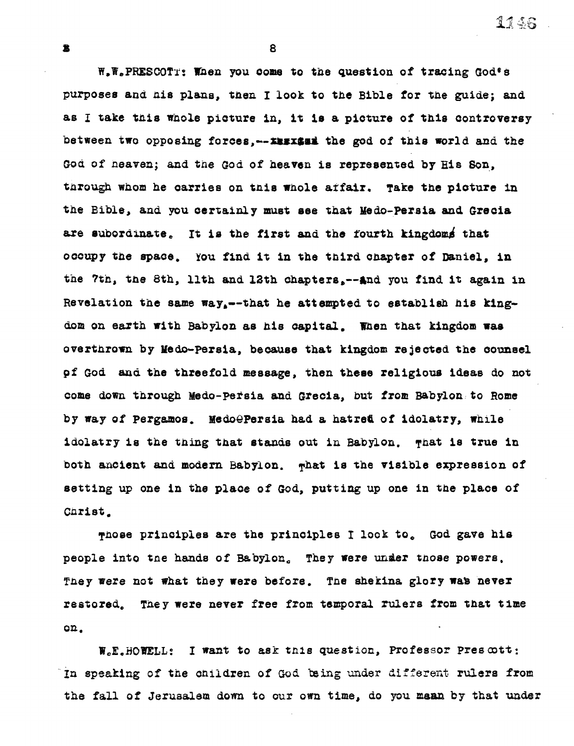W.W.PRESCOTT: When you come to the question of tracing God's purposes and his plans, then I look to the Bible for the guide; and as I take this whole picture in, it is a picture of this controversy between two opposing forces,--the god of this world and the God of heaven; and the God of heaven is represented by His Son, through whom he carries on this whole affair. Take the picture in the Bible, and you certainly must see that Medo-Persia and Grecia are subordinate. It is the first and the fourth kingdoms that occupy the space. You find it in the third chapter of Daniel, in the 7th, the 8th, 11th and 12th chapters,--and you find it again in Revelation the same way,--that he attempted to establish his kingdom on earth with Babylon as his capital. When that kingdom was overthrown by Medo-Persia, because that kingdom rejected the counsel of God and the threefold message, then these religious ideas do not come down through Medo-Persia and Grecia, but from Babylon to Rome by way of Pergamos. Medo-Persia had a hatred of idolatry, while idolatry is the thing that stands out in Babylon. That is true in both ancient and modern Babylon. That is the visible expression of setting up one in the place of God, putting up one in the place of Christ.

Those principles are the principles I look to. God gave his people into the hands of Babylon. They were under those powers. They were not what they were before. The shekina glory was never restored. They were never free from temporal rulers from that time on.

W.E.HOWELL: I want to ask this question, Professor Prescott: In speaking of the children of God being under different rulers from the fall of Jerusalem down to our own time, do you mean by that under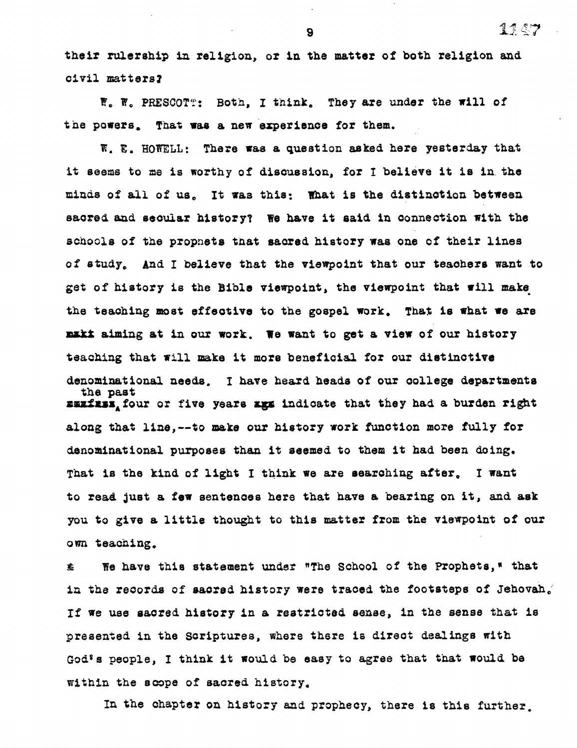their rulership in religion, or in the matter of both religion and civil matters?

W. W. PRESCOTT: Both, I think. They are under the will of the powers. That was a new experience for them.

W. E. HOWELL: There was a question asked here yesterday that it seems to me is worthy of discussion, for I believe it is in the minds of all of us. It was this: What is the distinction between sacred and secular history? We have it said in connection with the schools of the prophets that sacred history was one of their lines of study. And I believe that the viewpoint that our teachers want to get of history is the Bible viewpoint, the viewpoint that will make the teaching most effective to the gospel work. That is what we are aiming at in our work. We want to get a view of our history teaching that will make it more beneficial for our distinctive denominational needs. I have heard heads of our college departments the past four or five years indicate that they had a burden right along that line,--to make our history work function more fully for denominational purposes than it seemed to them it had been doing. That is the kind of light I think we are searching after. I want to read just a few sentences here that have a bearing on it, and ask you to give a little thought to this matter from the viewpoint of our own teaching.

We have this statement under "The School of the Prophets," that in the records of sacred history were traced the footsteps of Jehovah. If we use sacred history in a restricted sense, in the sense that is presented in the Scriptures, where there is direct dealings with God's people, I think it would be easy to agree that that would be within the scope of sacred history.

In the chapter on history and prophecy, there is this further.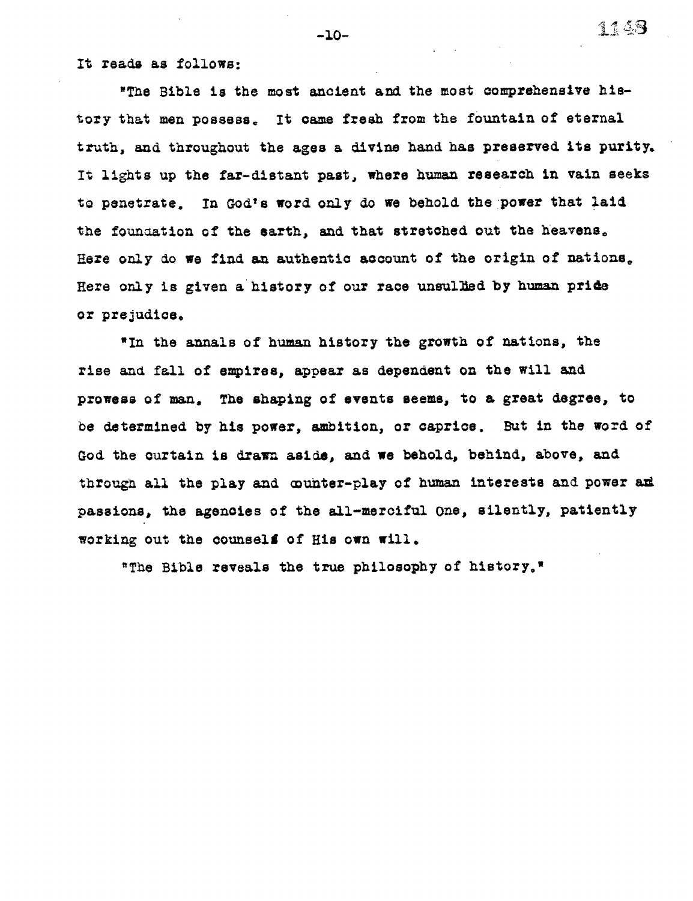It reads as follows:

"The Bible is the most ancient and the most comprehensive history that men possess. It came fresh from the fountain of eternal truth, and throughout the ages a divine hand has preserved its purity. It lights up the far-distant past, where human research in vain seeks to penetrate. In God's word only do we behold the power that laid the foundation of the earth, and that stretched out the heavens. Here only do we find an authentic account of the origin of nations. Here only is given a history of our race unsullied by human pride or prejudice.

"In the annals of human history the growth of nations, the rise and fall of empires, appear as dependent on the will and prowess of man. The shaping of events seems, to a great degree, to be determined by his power, ambition, or caprice. But in the word of God the curtain is drawn aside, and we behold, behind, above, and through all the play and counter-play of human interests and power and passions, the agencies of the all-merciful One, silently, patiently working out the counsels of His own will.

"The Bible reveals the true philosophy of history."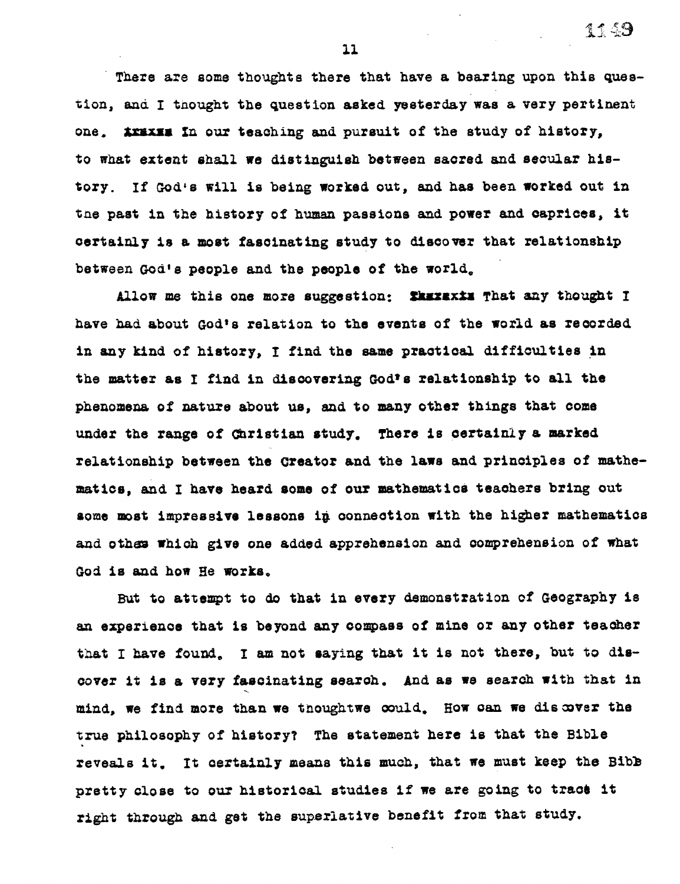There are some thoughts there that have a bearing upon this question, and I thought the question asked yesterday was a very pertinent one. ~~xraxxx~~ In our teaching and pursuit of the study of history, to what extent shall we distinguish between sacred and secular history. If God's will is being worked out, and has been worked out in the past in the history of human passions and power and caprices, it certainly is a most fascinating study to discover that relationship between God's people and the people of the world.

Allow me this one more suggestion: ~~Thaxaxix~~ That any thought I have had about God's relation to the events of the world as recorded in any kind of history, I find the same practical difficulties in the matter as I find in discovering God's relationship to all the phenomena of nature about us, and to many other things that come under the range of Christian study. There is certainly a marked relationship between the Creator and the laws and principles of mathematics, and I have heard some of our mathematics teachers bring out some most impressive lessons in connection with the higher mathematics and others which give one added apprehension and comprehension of what God is and how He works.

But to attempt to do that in every demonstration of Geography is an experience that is beyond any compass of mine or any other teacher that I have found. I am not saying that it is not there, but to discover it is a very fascinating search. And as we search with that in mind, we find more than we thoughtwe could. How can we discover the true philosophy of history? The statement here is that the Bible reveals it. It certainly means this much, that we must keep the Bible pretty close to our historical studies if we are going to trace it right through and get the superlative benefit from that study.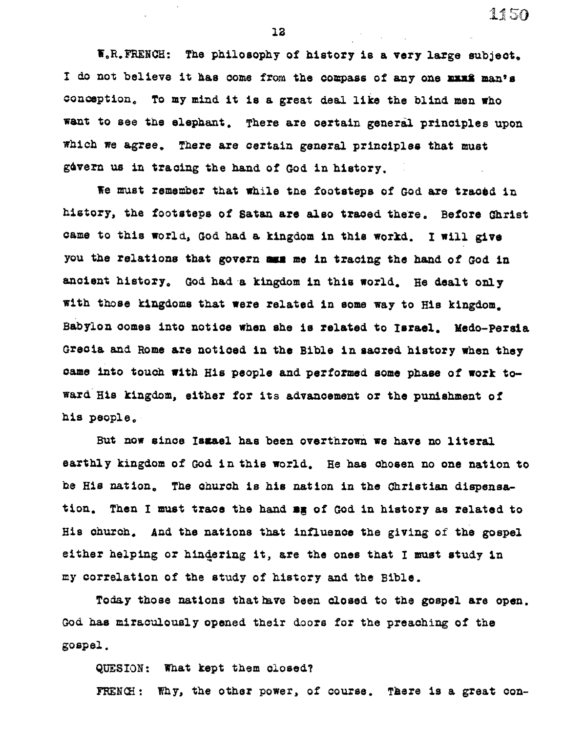W.R.FRENCH: The philosophy of history is a very large subject. I do not believe it has come from the compass of any one ~~mans~~ man's conception. To my mind it is a great deal like the blind men who want to see the elephant. There are certain general principles upon which we agree. There are certain general principles that must govern us in tracing the hand of God in history.

We must remember that while the footsteps of God are traced in history, the footsteps of Satan are also traced there. Before Christ came to this world, God had a kingdom in this workd. I will give you the relations that govern ~~mee~~ me in tracing the hand of God in ancient history. God had a kingdom in this world. He dealt only with those kingdoms that were related in some way to His kingdom. Babylon comes into notice when she is related to Israel. Medo-Persia Grecia and Rome are noticed in the Bible in sacred history when they came into touch with His people and performed some phase of work toward His kingdom, either for its advancement or the punishment of his people.

But now since Iseael has been overthrown we have no literal earthly kingdom of God in this world. He has chosen no one nation to be His nation. The church is his nation in the Christian dispensation. Then I must trace the hand ~~ag~~ of God in history as related to His church. And the nations that influence the giving of the gospel either helping or hindering it, are the ones that I must study in my correlation of the study of history and the Bible.

Today those nations that have been closed to the gospel are open. God has miraculously opened their doors for the preaching of the gospel.

QUESION: What kept them closed?

FRENCH: Why, the other power, of course. There is a great con-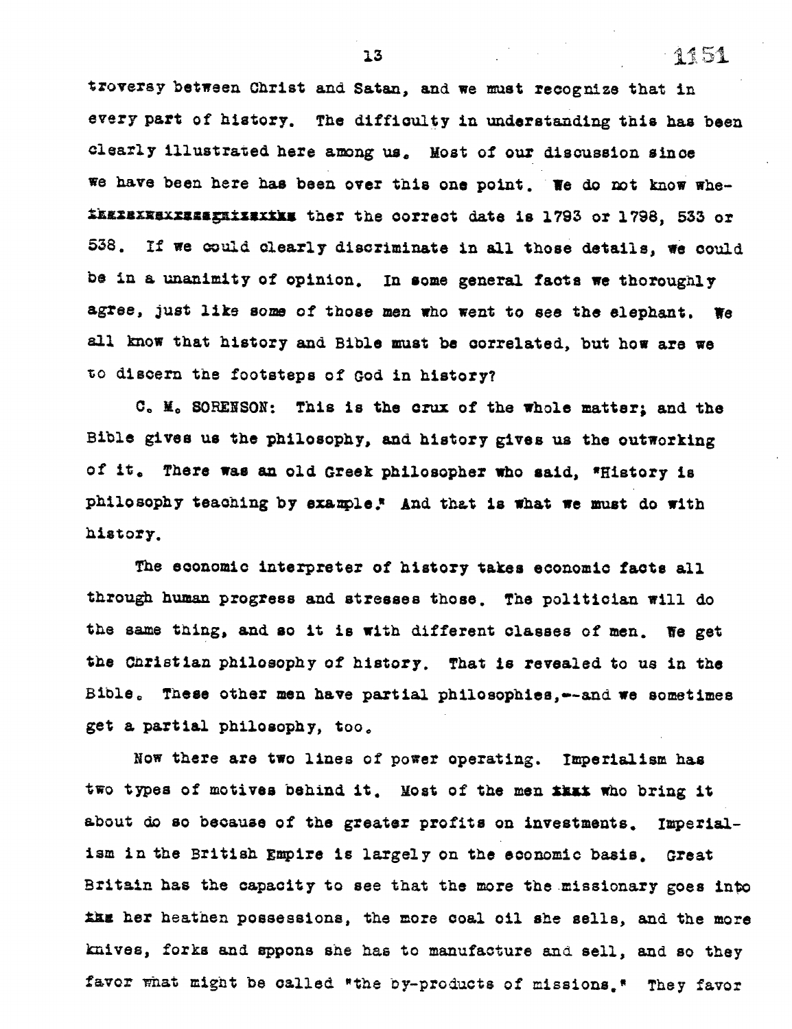troversy between Christ and Satan, and we must recognize that in every part of history. The difficulty in understanding this has been clearly illustrated here among us. Most of our discussion since we have been here has been over this one point. We do not know whe- ~~ther the correct date is~~ ther the correct date is 1793 or 1798, 533 or 538. If we could clearly discriminate in all those details, we could be in a unanimity of opinion. In some general facts we thoroughly agree, just like some of those men who went to see the elephant. We all know that history and Bible must be correlated, but how are we to discern the footsteps of God in history?

C. M. SORENSON: This is the crux of the whole matter; and the Bible gives us the philosophy, and history gives us the outworking of it. There was an old Greek philosopher who said, "History is philosophy teaching by example." And that is what we must do with history.

The economic interpreter of history takes economic facts all through human progress and stresses those. The politician will do the same thing, and so it is with different classes of men. We get the Christian philosophy of history. That is revealed to us in the Bible. These other men have partial philosophies,--and we sometimes get a partial philosophy, too.

Now there are two lines of power operating. Imperialism has two types of motives behind it. Most of the men ~~that~~ who bring it about do so because of the greater profits on investments. Imperialism in the British Empire is largely on the economic basis. Great Britain has the capacity to see that the more the missionary goes into ~~the~~ her heathen possessions, the more coal oil she sells, and the more knives, forks and sppons she has to manufacture and sell, and so they favor what might be called "the by-products of missions." They favor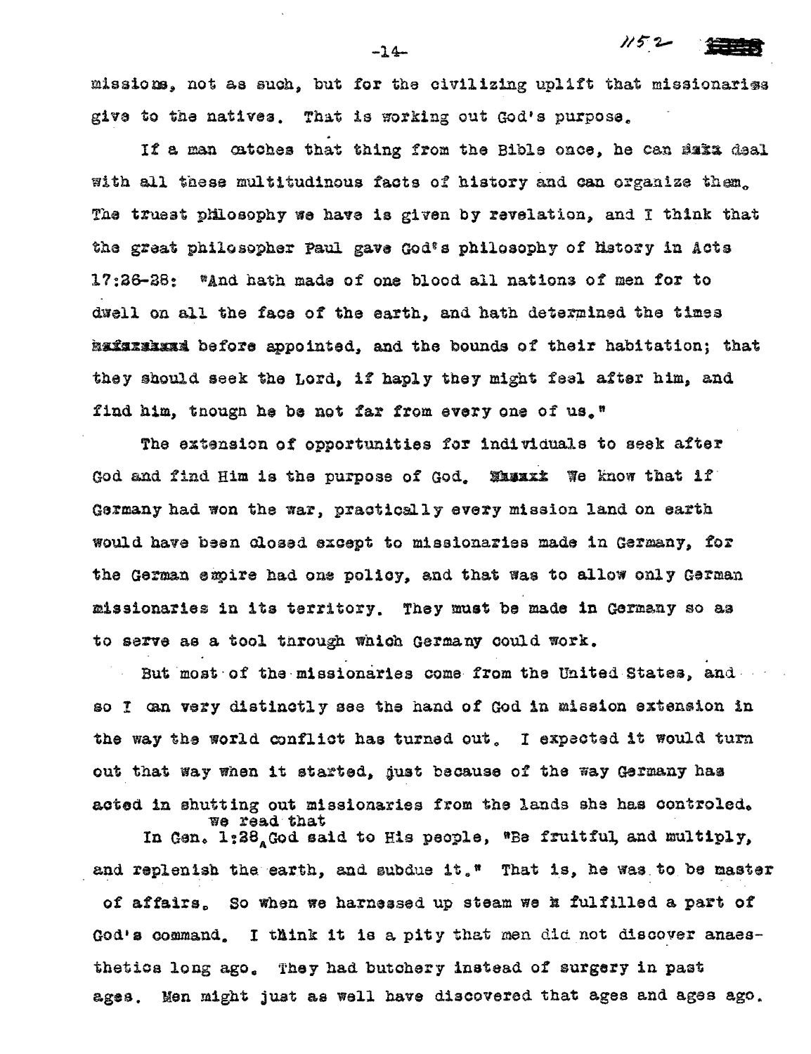missions, not as such, but for the civilizing uplift that missionaries give to the natives. That is working out God's purpose.

If a man catches that thing from the Bible once, he can deal with all these multitudinous facts of history and can organize them. The truest philosophy we have is given by revelation, and I think that the great philosopher Paul gave God's philosophy of history in Acts 17:26-28: "And hath made of one blood all nations of men for to dwell on all the face of the earth, and hath determined the times before appointed, and the bounds of their habitation; that they should seek the Lord, if haply they might feel after him, and find him, though he be not far from every one of us."

The extension of opportunities for individuals to seek after God and find Him is the purpose of God. We know that if Germany had won the war, practically every mission land on earth would have been closed except to missionaries made in Germany, for the German empire had one policy, and that was to allow only German missionaries in its territory. They must be made in Germany so as to serve as a tool through which Germany could work.

But most of the missionaries come from the United States, and so I can very distinctly see the hand of God in mission extension in the way the world conflict has turned out. I expected it would turn out that way when it started, just because of the way Germany has acted in shutting out missionaries from the lands she has controled.

We read that In Gen. 1:28 God said to His people, "Be fruitful and multiply, and replenish the earth, and subdue it." That is, he was to be master of affairs. So when we harnessed up steam we fulfilled a part of God's command. I think it is a pity that men did not discover anaesthetics long ago. They had butchery instead of surgery in past ages. Men might just as well have discovered that ages and ages ago.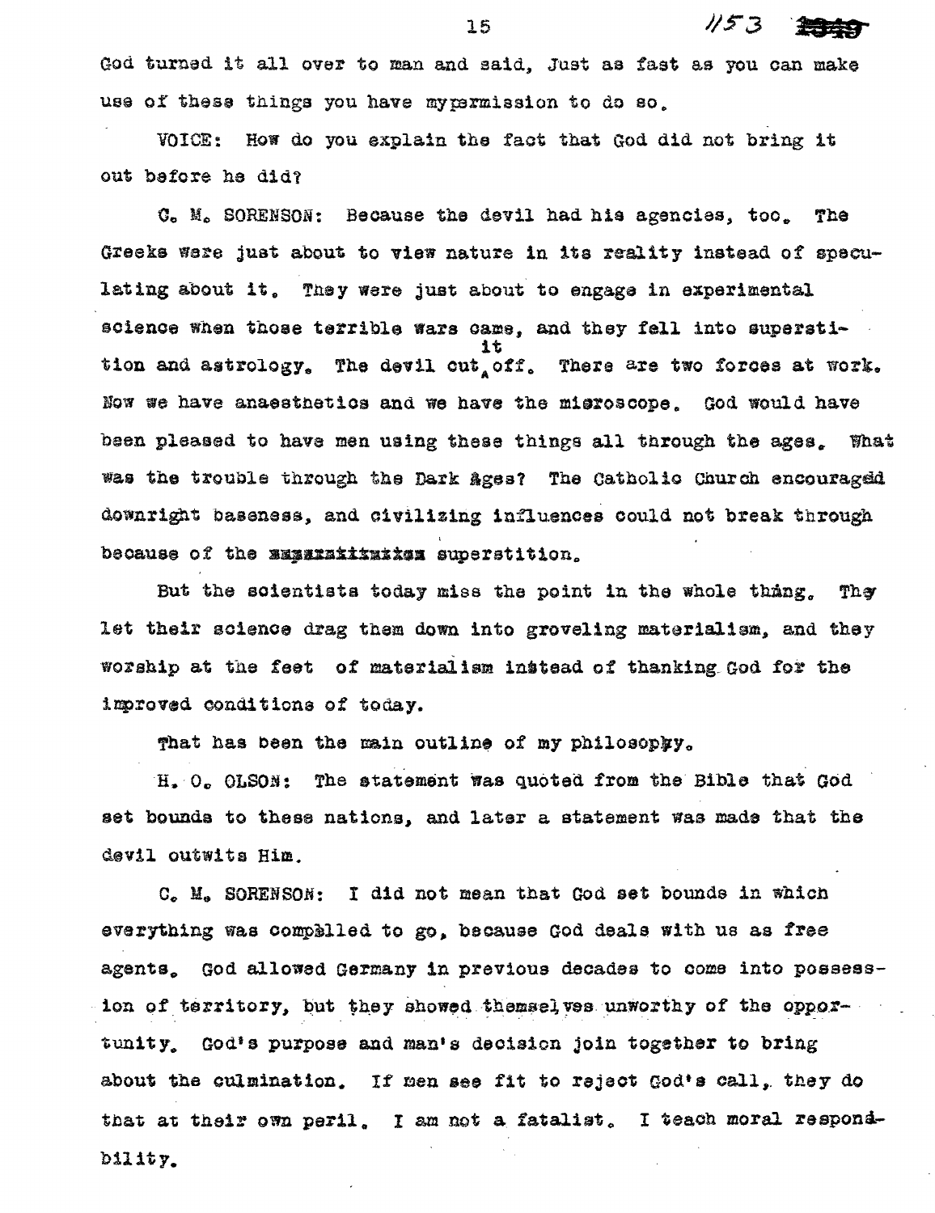God turned it all over to man and said, Just as fast as you can make use of these things you have mypermission to do so.

VOICE: How do you explain the fact that God did not bring it out before he did?

C. M. SORENSON: Because the devil had his agencies, too. The Greeks were just about to view nature in its reality instead of speculating about it. They were just about to engage in experimental science when those terrible wars came, and they fell into superstition and astrology. The devil cut it off. There are two forces at work. Now we have anaesthetics and we have the microscope. God would have been pleased to have men using these things all through the ages. What was the trouble through the Dark Ages? The Catholic Church encouraged downright baseness, and civilizing influences could not break through because of the superstition.

But the scientists today miss the point in the whole thing. They let their science drag them down into groveling materialism, and they worship at the feet of materialism instead of thanking God for the improved conditions of today.

That has been the main outline of my philosophy.

H. O. OLSON: The statement was quoted from the Bible that God set bounds to these nations, and later a statement was made that the devil outwits Him.

C. M. SORENSON: I did not mean that God set bounds in which everything was compelled to go, because God deals with us as free agents. God allowed Germany in previous decades to come into possession of territory, but they showed themselves unworthy of the opportunity. God's purpose and man's decision join together to bring about the culmination. If men see fit to reject God's call, they do that at their own peril. I am not a fatalist. I teach moral responsibility.